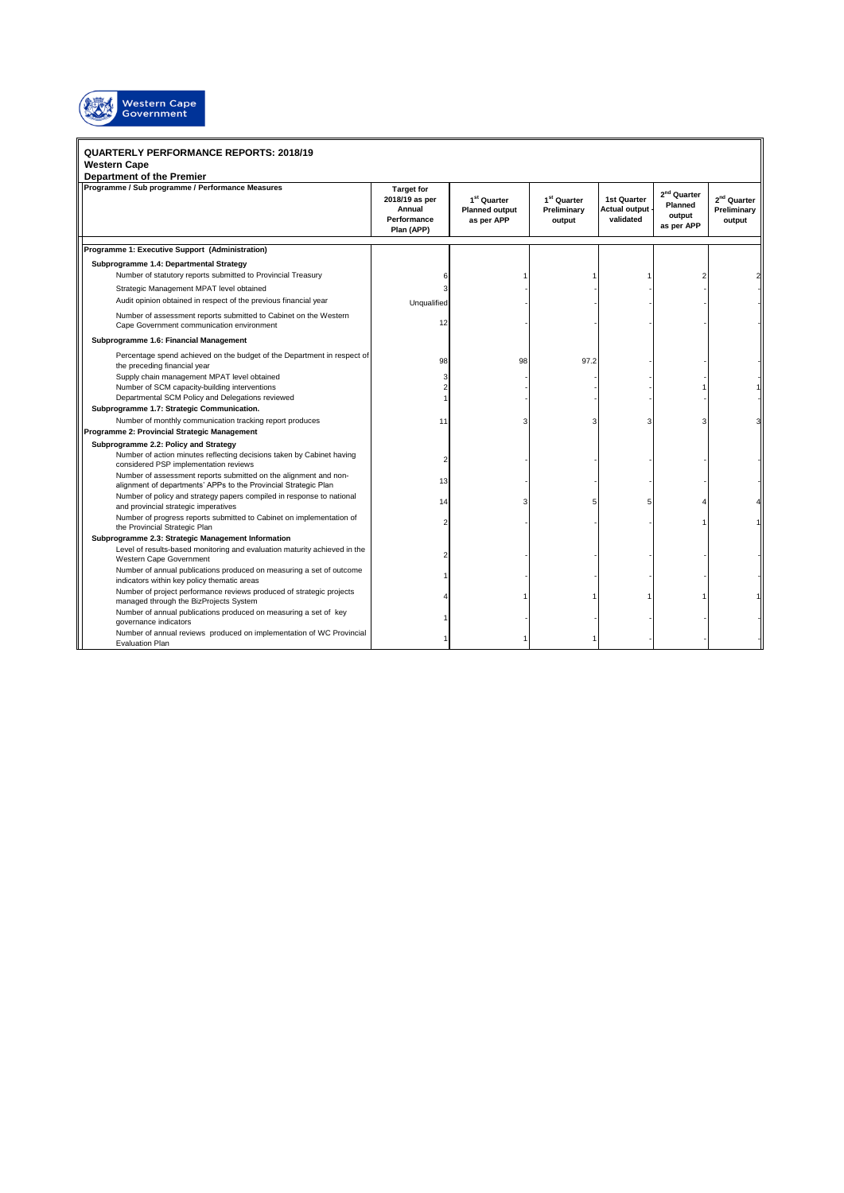Western Cape Government

**QUARTERLY PERFORMANCE REPORTS: 2018/19**
**Western Cape**
**Department of the Premier**

| Programme / Sub programme / Performance Measures | Target for 2018/19 as per Annual Performance Plan (APP) | 1st Quarter Planned output as per APP | 1st Quarter Preliminary output | 1st Quarter Actual output - validated | 2nd Quarter Planned output as per APP | 2nd Quarter Preliminary output |
|---|---|---|---|---|---|---|
| **Programme 1: Executive Support (Administration)** | | | | | | |
| **Subprogramme 1.4: Departmental Strategy** | | | | | | |
| Number of statutory reports submitted to Provincial Treasury | 6 | 1 | 1 | 1 | 2 | 2 |
| Strategic Management MPAT level obtained | 3 | - | - | - | - | - |
| Audit opinion obtained in respect of the previous financial year | Unqualified | - | - | - | - | - |
| Number of assessment reports submitted to Cabinet on the Western Cape Government communication environment | 12 | - | - | - | - | - |
| **Subprogramme 1.6: Financial Management** | | | | | | |
| Percentage spend achieved on the budget of the Department in respect of the preceding financial year | 98 | 98 | 97.2 | - | - | - |
| Supply chain management MPAT level obtained | 3 | - | - | - | - | - |
| Number of SCM capacity-building interventions | 2 | - | - | - | 1 | 1 |
| Departmental SCM Policy and Delegations reviewed | 1 | - | - | - | - | - |
| **Subprogramme 1.7: Strategic Communication.** | | | | | | |
| Number of monthly communication tracking report produces | 11 | 3 | 3 | 3 | 3 | 3 |
| **Programme 2: Provincial Strategic Management** | | | | | | |
| **Subprogramme 2.2: Policy and Strategy** | | | | | | |
| Number of action minutes reflecting decisions taken by Cabinet having considered PSP implementation reviews | 2 | - | - | - | - | - |
| Number of assessment reports submitted on the alignment and non-alignment of departments' APPs to the Provincial Strategic Plan | 13 | - | - | - | - | - |
| Number of policy and strategy papers compiled in response to national and provincial strategic imperatives | 14 | 3 | 5 | 5 | 4 | 4 |
| Number of progress reports submitted to Cabinet on implementation of the Provincial Strategic Plan | 2 | - | - | - | 1 | 1 |
| **Subprogramme 2.3: Strategic Management Information** | | | | | | |
| Level of results-based monitoring and evaluation maturity achieved in the Western Cape Government | 2 | - | - | - | - | - |
| Number of annual publications produced on measuring a set of outcome indicators within key policy thematic areas | 1 | - | - | - | - | - |
| Number of project performance reviews produced of strategic projects managed through the BizProjects System | 4 | 1 | 1 | 1 | 1 | 1 |
| Number of annual publications produced on measuring a set of key governance indicators | 1 | - | - | - | - | - |
| Number of annual reviews produced on implementation of WC Provincial Evaluation Plan | 1 | 1 | 1 | - | - | - |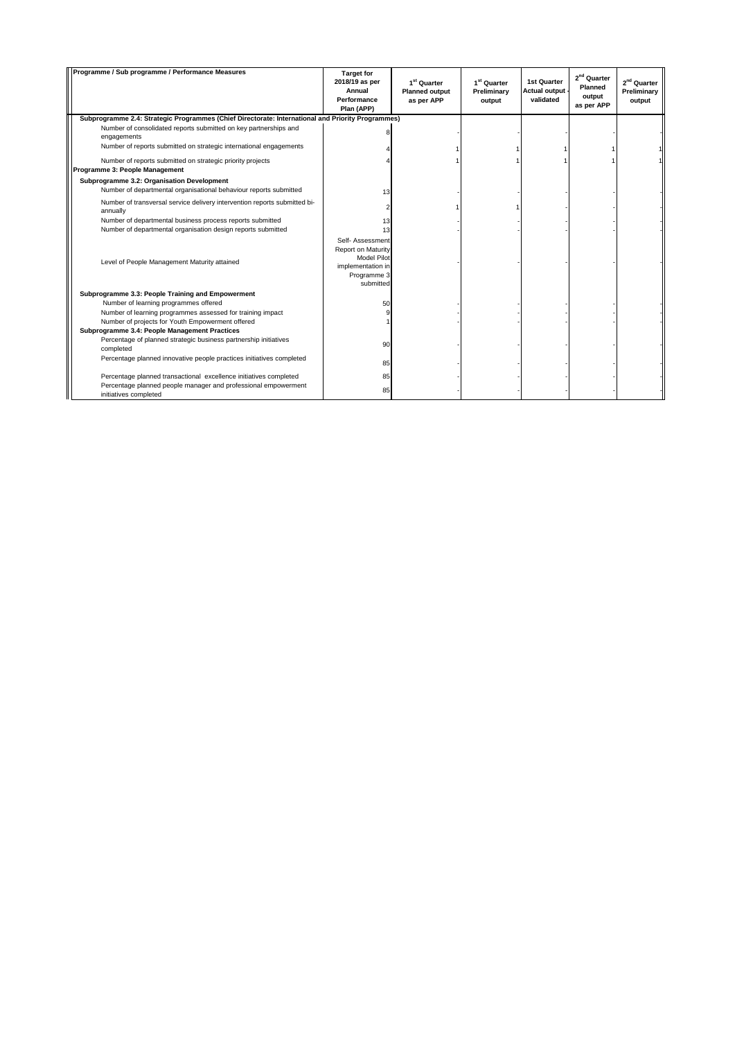| Programme / Sub programme / Performance Measures | Target for 2018/19 as per Annual Performance Plan (APP) | 1st Quarter Planned output as per APP | 1st Quarter Preliminary output | 1st Quarter Actual output - validated | 2nd Quarter Planned output as per APP | 2nd Quarter Preliminary output |
|---|---|---|---|---|---|---|
| **Subprogramme 2.4: Strategic Programmes (Chief Directorate: International and Priority Programmes)** | | | | | | |
| Number of consolidated reports submitted on key partnerships and engagements | 8 | - | - | - | - | - |
| Number of reports submitted on strategic international engagements | 4 | 1 | 1 | 1 | 1 | 1 |
| Number of reports submitted on strategic priority projects | 4 | 1 | 1 | 1 | 1 | 1 |
| **Programme 3: People Management** | | | | | | |
| **Subprogramme 3.2: Organisation Development** | | | | | | |
| Number of departmental organisational behaviour reports submitted | 13 | - | - | - | - | - |
| Number of transversal service delivery intervention reports submitted bi-annually | 2 | 1 | 1 | - | - | - |
| Number of departmental business process reports submitted | 13 | - | - | - | - | - |
| Number of departmental organisation design reports submitted | 13 | - | - | - | - | - |
| Level of People Management Maturity attained | Self- Assessment Report on Maturity Model Pilot implementation in Programme 3 submitted | - | - | - | - | - |
| **Subprogramme 3.3: People Training and Empowerment** | | | | | | |
| Number of learning programmes offered | 50 | - | - | - | - | - |
| Number of learning programmes assessed for training impact | 9 | - | - | - | - | - |
| Number of projects for Youth Empowerment offered | 1 | - | - | - | - | - |
| **Subprogramme 3.4: People Management Practices** | | | | | | |
| Percentage of planned strategic business partnership initiatives completed | 90 | - | - | - | - | - |
| Percentage planned innovative people practices initiatives completed | 85 | - | - | - | - | - |
| Percentage planned transactional excellence initiatives completed | 85 | - | - | - | - | - |
| Percentage planned people manager and professional empowerment initiatives completed | 85 | - | - | - | - | - |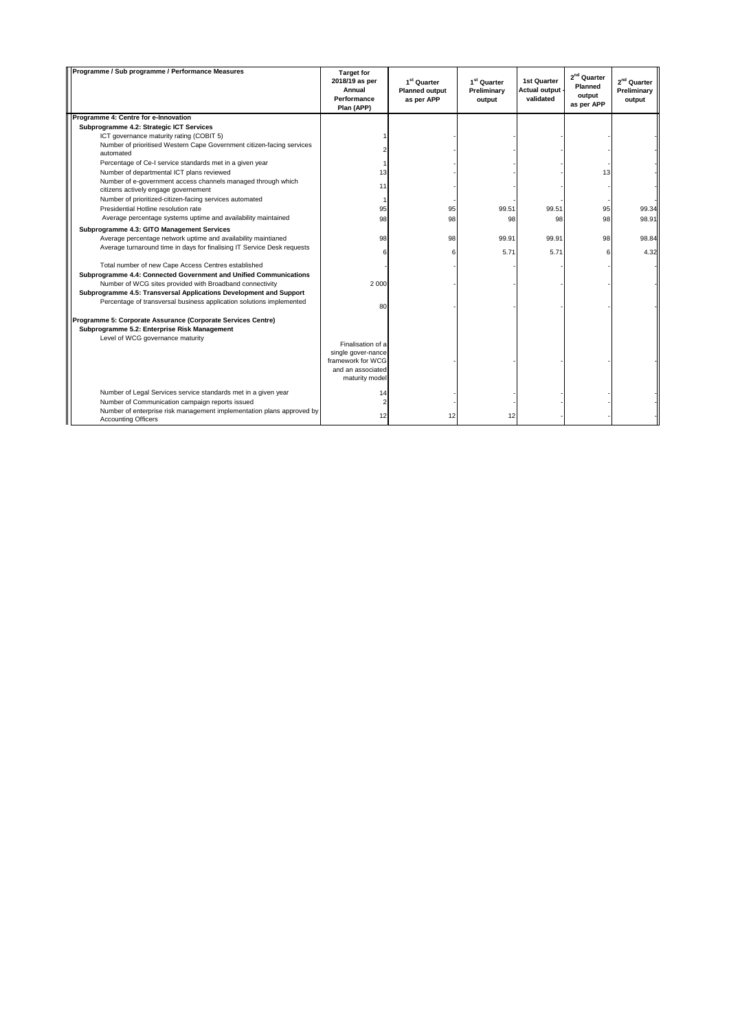| Programme / Sub programme / Performance Measures | Target for 2018/19 as per Annual Performance Plan (APP) | 1st Quarter Planned output as per APP | 1st Quarter Preliminary output | 1st Quarter Actual output - validated | 2nd Quarter Planned output as per APP | 2nd Quarter Preliminary output |
|---|---|---|---|---|---|---|
| **Programme 4: Centre for e-Innovation** | | | | | | |
| **Subprogramme 4.2: Strategic ICT Services** | | | | | | |
| ICT governance maturity rating (COBIT 5) | 1 | - | - | - | - | - |
| Number of prioritised Western Cape Government citizen-facing services automated | 2 | - | - | - | - | - |
| Percentage of Ce-I service standards met in a given year | 1 | - | - | - | - | - |
| Number of departmental ICT plans reviewed | 13 | - | - | - | 13 | - |
| Number of e-government access channels managed through which citizens actively engage governement | 11 | - | - | - | - | - |
| Number of prioritized-citizen-facing services automated | 1 | - | - | - | - | - |
| Presidential Hotline resolution rate | 95 | 95 | 99.51 | 99.51 | 95 | 99.34 |
| Average percentage systems uptime and availability maintained | 98 | 98 | 98 | 98 | 98 | 98.91 |
| **Subprogramme 4.3: GITO Management Services** | | | | | | |
| Average percentage network uptime and availability maintianed | 98 | 98 | 99.91 | 99.91 | 98 | 98.84 |
| Average turnaround time in days for finalising IT Service Desk requests | 6 | 6 | 5.71 | 5.71 | 6 | 4.32 |
| Total number of new Cape Access Centres established | - | - | - | - | - | - |
| **Subprogramme 4.4: Connected Government and Unified Communications** | | | | | | |
| Number of WCG sites provided with Broadband connectivity | 2 000 | - | - | - | - | - |
| **Subprogramme 4.5: Transversal Applications Development and Support** | | | | | | |
| Percentage of transversal business application solutions implemented | 80 | - | - | - | - | - |
| **Programme 5: Corporate Assurance (Corporate Services Centre)** | | | | | | |
| **Subprogramme 5.2: Enterprise Risk Management** | | | | | | |
| Level of WCG governance maturity | Finalisation of a single gover-nance framework for WCG and an associated maturity model | - | - | - | - | - |
| Number of Legal Services service standards met in a given year | 14 | - | - | - | - | - |
| Number of Communication campaign reports issued | 2 | - | - | - | - | - |
| Number of enterprise risk management implementation plans approved by Accounting Officers | 12 | 12 | 12 | - | - | - |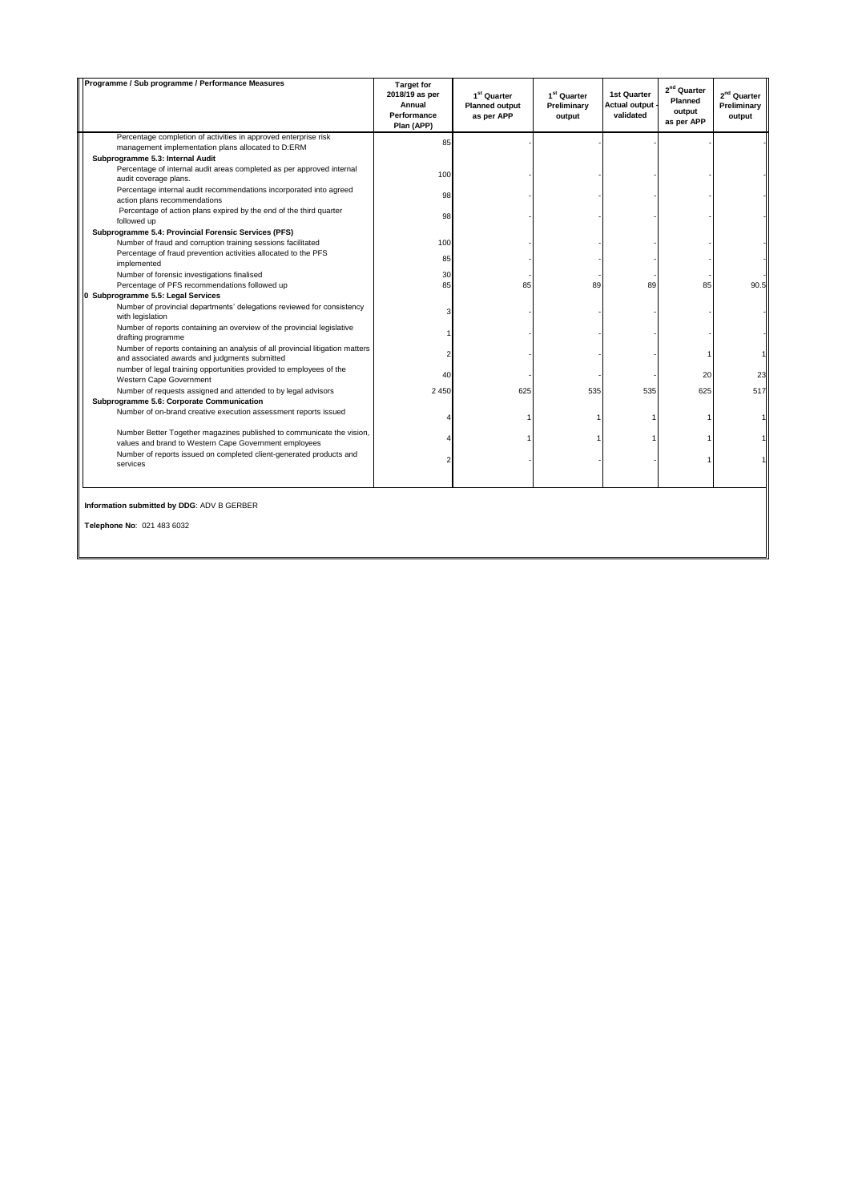| Programme / Sub programme / Performance Measures | Target for 2018/19 as per Annual Performance Plan (APP) | 1st Quarter Planned output as per APP | 1st Quarter Preliminary output | 1st Quarter Actual output - validated | 2nd Quarter Planned output as per APP | 2nd Quarter Preliminary output |
|---|---|---|---|---|---|---|
| Percentage completion of activities in approved enterprise risk management implementation plans allocated to D:ERM | 85 | - | - | - | - | - |
| **Subprogramme 5.3: Internal Audit** | | | | | | |
| Percentage of internal audit areas completed as per approved internal audit coverage plans. | 100 | - | - | - | - | - |
| Percentage internal audit recommendations incorporated into agreed action plans recommendations | 98 | - | - | - | - | - |
| Percentage of action plans expired by the end of the third quarter followed up | 98 | - | - | - | - | - |
| **Subprogramme 5.4: Provincial Forensic Services (PFS)** | | | | | | |
| Number of fraud and corruption training sessions facilitated | 100 | - | - | - | - | - |
| Percentage of fraud prevention activities allocated to the PFS implemented | 85 | - | - | - | - | - |
| Number of forensic investigations finalised | 30 | - | - | - | - | - |
| Percentage of PFS recommendations followed up | 85 | 85 | 89 | 89 | 85 | 90.5 |
| 0 **Subprogramme 5.5: Legal Services** | | | | | | |
| Number of provincial departments' delegations reviewed for consistency with legislation | 3 | - | - | - | - | - |
| Number of reports containing an overview of the provincial legislative drafting programme | 1 | - | - | - | - | - |
| Number of reports containing an analysis of all provincial litigation matters and associated awards and judgments submitted | 2 | - | - | - | 1 | 1 |
| number of legal training opportunities provided to employees of the Western Cape Government | 40 | - | - | - | 20 | 23 |
| Number of requests assigned and attended to by legal advisors | 2 450 | 625 | 535 | 535 | 625 | 517 |
| **Subprogramme 5.6: Corporate Communication** | | | | | | |
| Number of on-brand creative execution assessment reports issued | 4 | 1 | 1 | 1 | 1 | 1 |
| Number Better Together magazines published to communicate the vision, values and brand to Western Cape Government employees | 4 | 1 | 1 | 1 | 1 | 1 |
| Number of reports issued on completed client-generated products and services | 2 | - | - | - | 1 | 1 |

**Information submitted by DDG**: ADV B GERBER

**Telephone No**: 021 483 6032